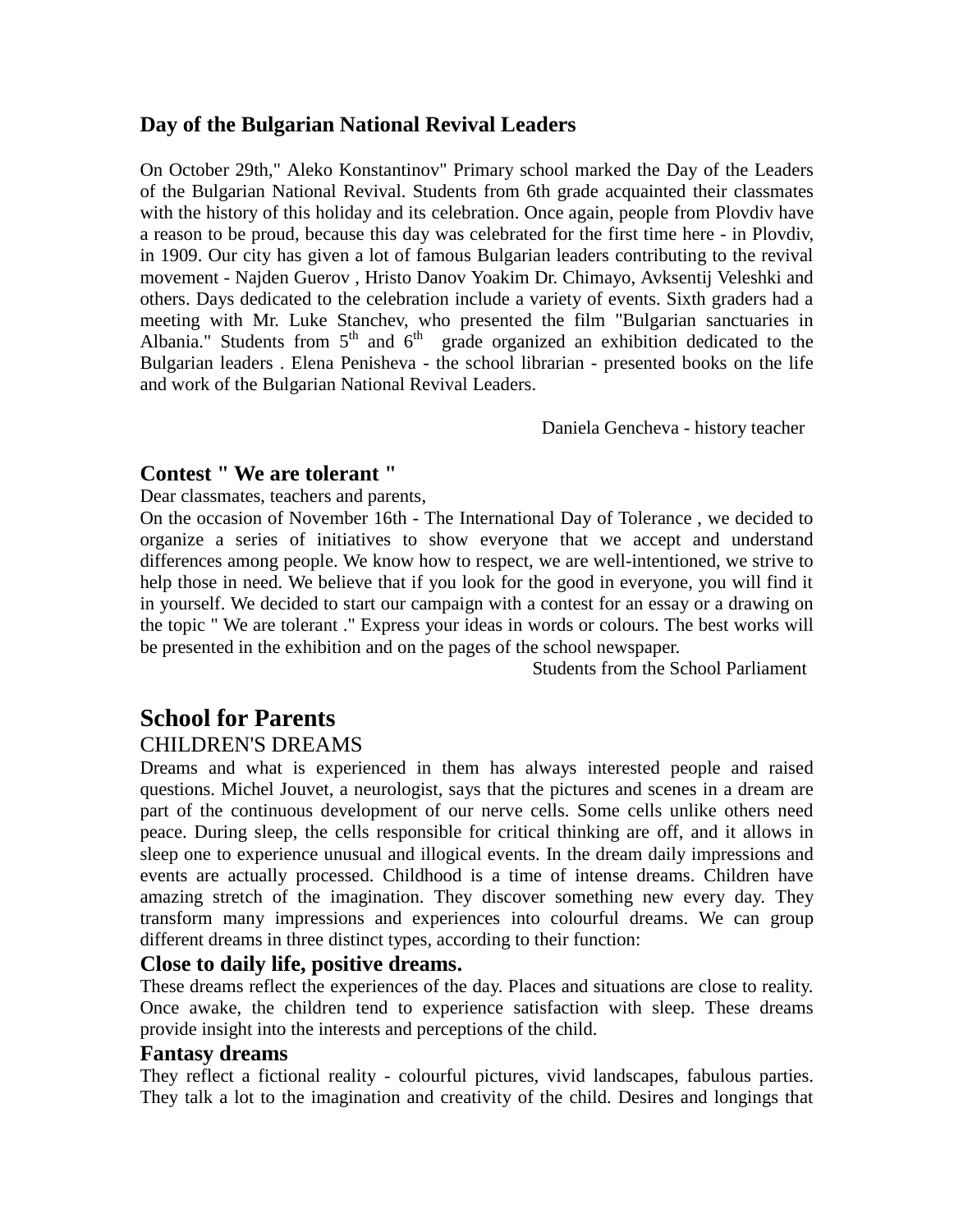## Day of the Bulgarian National Revival Leaders

On October 29th," Aleko Konstantinov" Primary school marked the Day of the Leaders of the Bulgarian National Revival. Students from 6th grade acquainted their classmates with the history of this holiday and its celebration. Once again, people from Plovdiv have a reason to be proud, because this day was celebrated for the first time here - in Plovdiv, in 1909. Our city has given a lot of famous Bulgarian leaders contributing to the revival movement - Najden Guerov , Hristo Danov Yoakim Dr. Chimayo, Avksentij Veleshki and others. Days dedicated to the celebration include a variety of events. Sixth graders had a meeting with Mr. Luke Stanchev, who presented the film "Bulgarian sanctuaries in Albania." Students from 5th and 6th grade organized an exhibition dedicated to the Bulgarian leaders . Elena Penisheva - the school librarian - presented books on the life and work of the Bulgarian National Revival Leaders.

Daniela Gencheva - history teacher

## Contest " We are tolerant "

Dear classmates, teachers and parents,

On the occasion of November 16th - The International Day of Tolerance , we decided to organize a series of initiatives to show everyone that we accept and understand differences among people. We know how to respect, we are well-intentioned, we strive to help those in need. We believe that if you look for the good in everyone, you will find it in yourself. We decided to start our campaign with a contest for an essay or a drawing on the topic " We are tolerant ." Express your ideas in words or colours. The best works will be presented in the exhibition and on the pages of the school newspaper.

Students from the School Parliament

# School for Parents

CHILDREN'S DREAMS

Dreams and what is experienced in them has always interested people and raised questions. Michel Jouvet, a neurologist, says that the pictures and scenes in a dream are part of the continuous development of our nerve cells. Some cells unlike others need peace. During sleep, the cells responsible for critical thinking are off, and it allows in sleep one to experience unusual and illogical events. In the dream daily impressions and events are actually processed. Childhood is a time of intense dreams. Children have amazing stretch of the imagination. They discover something new every day. They transform many impressions and experiences into colourful dreams. We can group different dreams in three distinct types, according to their function:

### Close to daily life, positive dreams.

These dreams reflect the experiences of the day. Places and situations are close to reality. Once awake, the children tend to experience satisfaction with sleep. These dreams provide insight into the interests and perceptions of the child.

### Fantasy dreams

They reflect a fictional reality - colourful pictures, vivid landscapes, fabulous parties. They talk a lot to the imagination and creativity of the child. Desires and longings that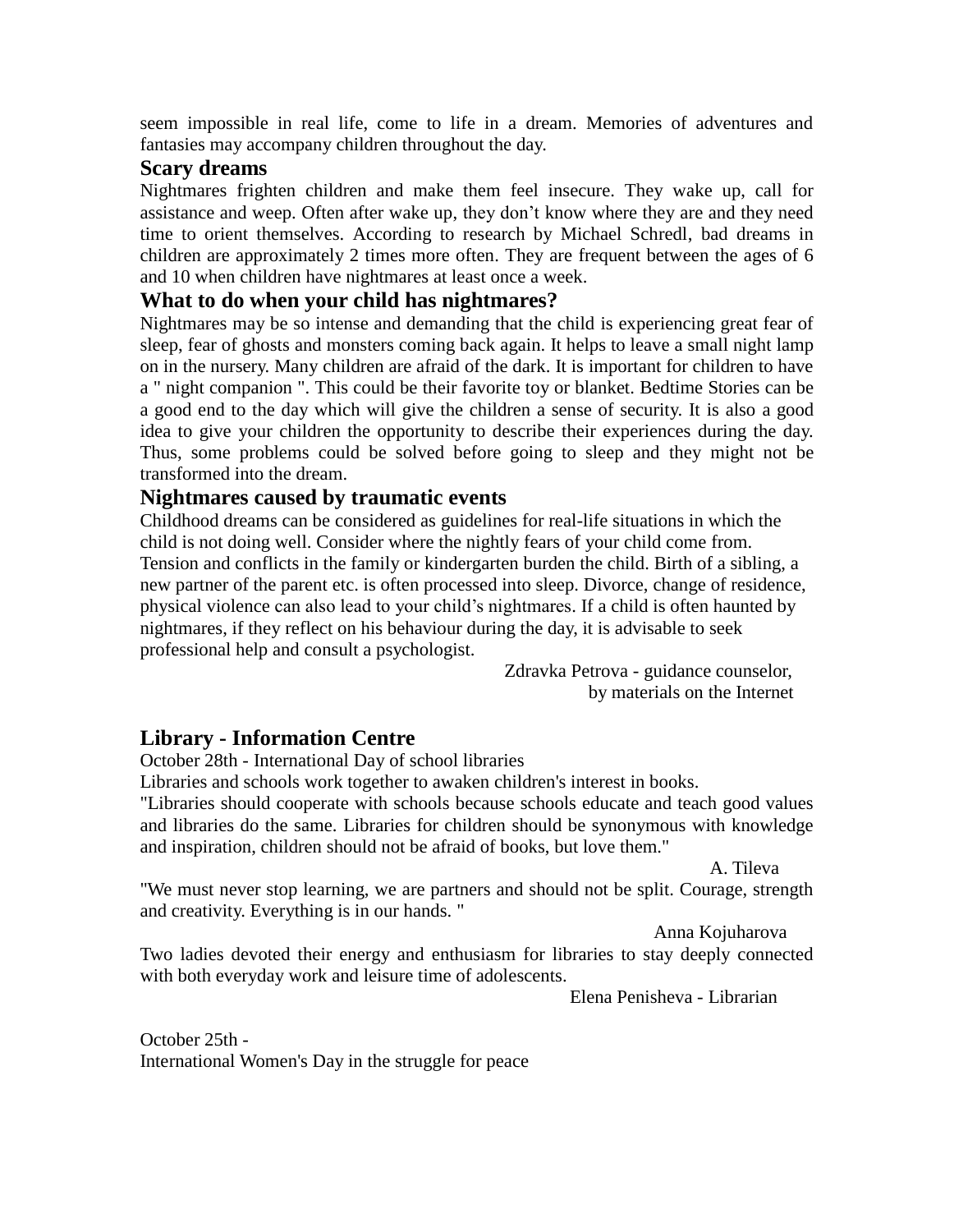seem impossible in real life, come to life in a dream. Memories of adventures and fantasies may accompany children throughout the day.

### Scary dreams

Nightmares frighten children and make them feel insecure. They wake up, call for assistance and weep. Often after wake up, they don't know where they are and they need time to orient themselves. According to research by Michael Schredl, bad dreams in children are approximately 2 times more often. They are frequent between the ages of 6 and 10 when children have nightmares at least once a week.

### What to do when your child has nightmares?

Nightmares may be so intense and demanding that the child is experiencing great fear of sleep, fear of ghosts and monsters coming back again. It helps to leave a small night lamp on in the nursery. Many children are afraid of the dark. It is important for children to have a " night companion ". This could be their favorite toy or blanket. Bedtime Stories can be a good end to the day which will give the children a sense of security. It is also a good idea to give your children the opportunity to describe their experiences during the day. Thus, some problems could be solved before going to sleep and they might not be transformed into the dream.

### Nightmares caused by traumatic events

Childhood dreams can be considered as guidelines for real-life situations in which the child is not doing well. Consider where the nightly fears of your child come from. Tension and conflicts in the family or kindergarten burden the child. Birth of a sibling, a new partner of the parent etc. is often processed into sleep. Divorce, change of residence, physical violence can also lead to your child's nightmares. If a child is often haunted by nightmares, if they reflect on his behaviour during the day, it is advisable to seek professional help and consult a psychologist.

Zdravka Petrova - guidance counselor,
by materials on the Internet

### Library - Information Centre

October 28th - International Day of school libraries

Libraries and schools work together to awaken children's interest in books.

"Libraries should cooperate with schools because schools educate and teach good values and libraries do the same. Libraries for children should be synonymous with knowledge and inspiration, children should not be afraid of books, but love them."

A. Tileva

"We must never stop learning, we are partners and should not be split. Courage, strength and creativity. Everything is in our hands. "

Anna Kojuharova

Two ladies devoted their energy and enthusiasm for libraries to stay deeply connected with both everyday work and leisure time of adolescents.

Elena Penisheva - Librarian

October 25th -
International Women's Day in the struggle for peace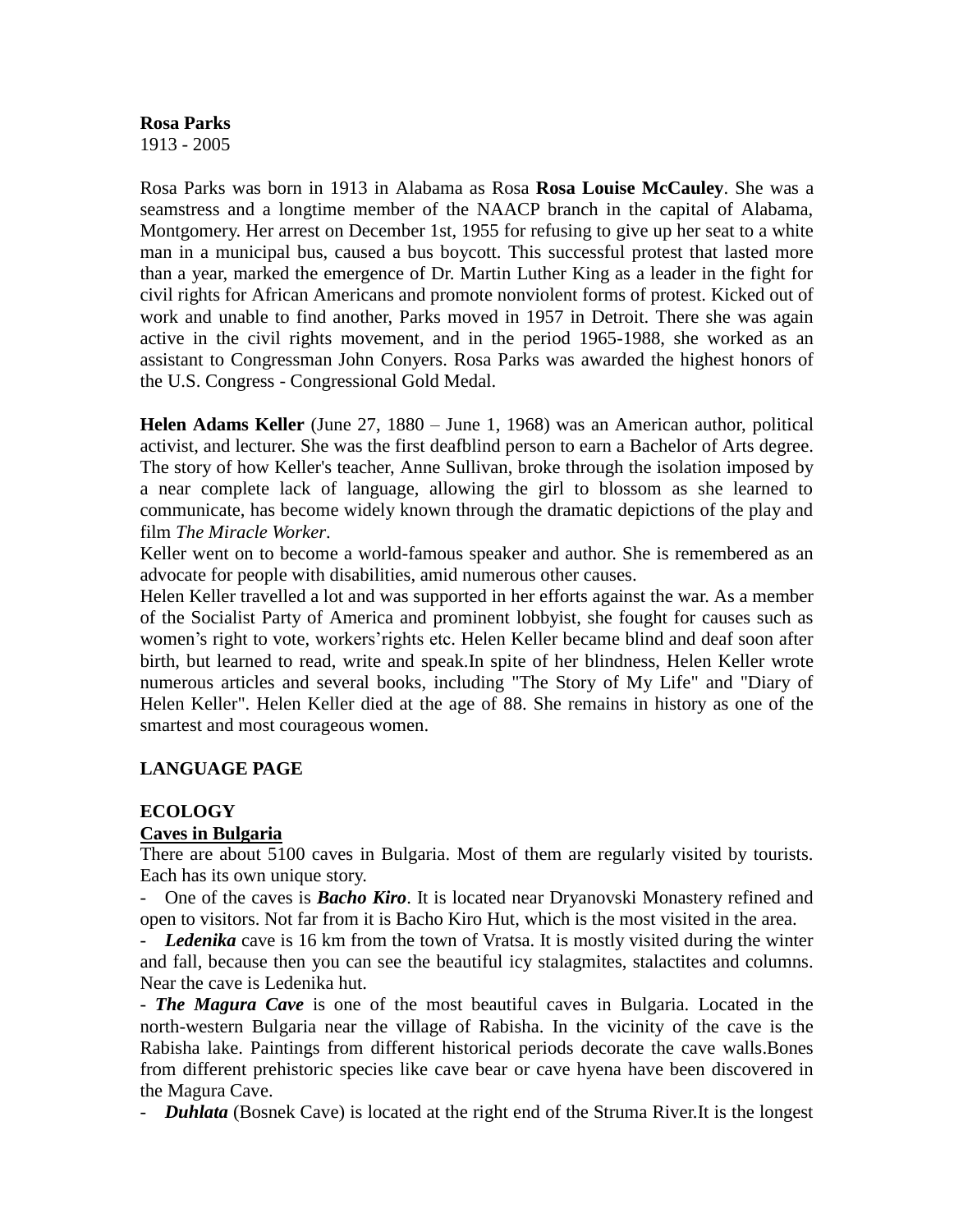**Rosa Parks**
1913 - 2005

Rosa Parks was born in 1913 in Alabama as Rosa **Rosa Louise McCauley**. She was a seamstress and a longtime member of the NAACP branch in the capital of Alabama, Montgomery. Her arrest on December 1st, 1955 for refusing to give up her seat to a white man in a municipal bus, caused a bus boycott. This successful protest that lasted more than a year, marked the emergence of Dr. Martin Luther King as a leader in the fight for civil rights for African Americans and promote nonviolent forms of protest. Kicked out of work and unable to find another, Parks moved in 1957 in Detroit. There she was again active in the civil rights movement, and in the period 1965-1988, she worked as an assistant to Congressman John Conyers. Rosa Parks was awarded the highest honors of the U.S. Congress - Congressional Gold Medal.

**Helen Adams Keller** (June 27, 1880 – June 1, 1968) was an American author, political activist, and lecturer. She was the first deafblind person to earn a Bachelor of Arts degree. The story of how Keller's teacher, Anne Sullivan, broke through the isolation imposed by a near complete lack of language, allowing the girl to blossom as she learned to communicate, has become widely known through the dramatic depictions of the play and film *The Miracle Worker*.
Keller went on to become a world-famous speaker and author. She is remembered as an advocate for people with disabilities, amid numerous other causes.
Helen Keller travelled a lot and was supported in her efforts against the war. As a member of the Socialist Party of America and prominent lobbyist, she fought for causes such as women's right to vote, workers'rights etc. Helen Keller became blind and deaf soon after birth, but learned to read, write and speak.In spite of her blindness, Helen Keller wrote numerous articles and several books, including "The Story of My Life" and "Diary of Helen Keller". Helen Keller died at the age of 88. She remains in history as one of the smartest and most courageous women.

## LANGUAGE PAGE

### ECOLOGY

**Caves in Bulgaria**

There are about 5100 caves in Bulgaria. Most of them are regularly visited by tourists. Each has its own unique story.

- One of the caves is ***Bacho Kiro***. It is located near Dryanovski Monastery refined and open to visitors. Not far from it is Bacho Kiro Hut, which is the most visited in the area.
- ***Ledenika*** cave is 16 km from the town of Vratsa. It is mostly visited during the winter and fall, because then you can see the beautiful icy stalagmites, stalactites and columns. Near the cave is Ledenika hut.
- ***The Magura Cave*** is one of the most beautiful caves in Bulgaria. Located in the north-western Bulgaria near the village of Rabisha. In the vicinity of the cave is the Rabisha lake. Paintings from different historical periods decorate the cave walls.Bones from different prehistoric species like cave bear or cave hyena have been discovered in the Magura Cave.
- ***Duhlata*** (Bosnek Cave) is located at the right end of the Struma River.It is the longest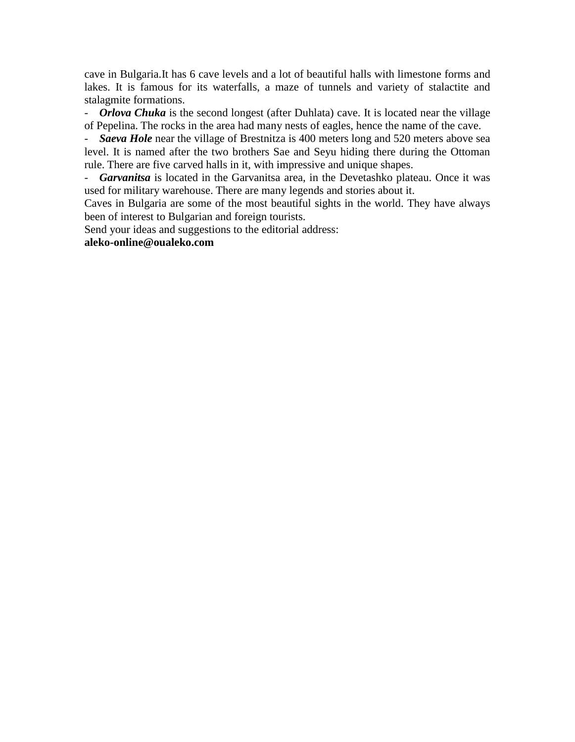cave in Bulgaria.It has 6 cave levels and a lot of beautiful halls with limestone forms and lakes. It is famous for its waterfalls, a maze of tunnels and variety of stalactite and stalagmite formations.

- ***Orlova Chuka*** is the second longest (after Duhlata) cave. It is located near the village of Pepelina. The rocks in the area had many nests of eagles, hence the name of the cave.
- ***Saeva Hole*** near the village of Brestnitza is 400 meters long and 520 meters above sea level. It is named after the two brothers Sae and Seyu hiding there during the Ottoman rule. There are five carved halls in it, with impressive and unique shapes.
- ***Garvanitsa*** is located in the Garvanitsa area, in the Devetashko plateau. Once it was used for military warehouse. There are many legends and stories about it.

Caves in Bulgaria are some of the most beautiful sights in the world. They have always been of interest to Bulgarian and foreign tourists.

Send your ideas and suggestions to the editorial address:

**aleko-online@oualeko.com**